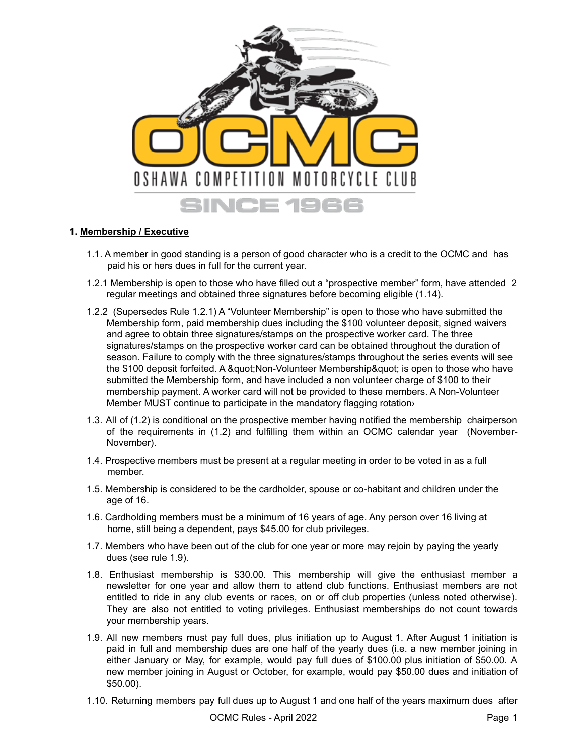# OSHAWA COMPETITION MOTORCYCLE CLUB

SINCE 1966

## 1. Membership / Executive

1.1. A member in good standing is a person of good character who is a credit to the OCMC and has paid his or hers dues in full for the current year.

1.2.1 Membership is open to those who have filled out a "prospective member" form, have attended 2 regular meetings and obtained three signatures before becoming eligible (1.14).

1.2.2 (Supersedes Rule 1.2.1) A "Volunteer Membership" is open to those who have submitted the Membership form, paid membership dues including the $100 volunteer deposit, signed waivers and agree to obtain three signatures/stamps on the prospective worker card. The three signatures/stamps on the prospective worker card can be obtained throughout the duration of season. Failure to comply with the three signatures/stamps throughout the series events will see the $100 deposit forfeited. A &quot;Non-Volunteer Membership&quot; is open to those who have submitted the Membership form, and have included a non volunteer charge of $100 to their membership payment. A worker card will not be provided to these members. A Non-Volunteer Member MUST continue to participate in the mandatory flagging rotation›

1.3. All of (1.2) is conditional on the prospective member having notified the membership chairperson of the requirements in (1.2) and fulfilling them within an OCMC calendar year (November-November).

1.4. Prospective members must be present at a regular meeting in order to be voted in as a full member.

1.5. Membership is considered to be the cardholder, spouse or co-habitant and children under the age of 16.

1.6. Cardholding members must be a minimum of 16 years of age. Any person over 16 living at home, still being a dependent, pays $45.00 for club privileges.

1.7. Members who have been out of the club for one year or more may rejoin by paying the yearly dues (see rule 1.9).

1.8. Enthusiast membership is $30.00. This membership will give the enthusiast member a newsletter for one year and allow them to attend club functions. Enthusiast members are not entitled to ride in any club events or races, on or off club properties (unless noted otherwise). They are also not entitled to voting privileges. Enthusiast memberships do not count towards your membership years.

1.9. All new members must pay full dues, plus initiation up to August 1. After August 1 initiation is paid in full and membership dues are one half of the yearly dues (i.e. a new member joining in either January or May, for example, would pay full dues of $100.00 plus initiation of $50.00. A new member joining in August or October, for example, would pay $50.00 dues and initiation of $50.00).

1.10. Returning members pay full dues up to August 1 and one half of the years maximum dues after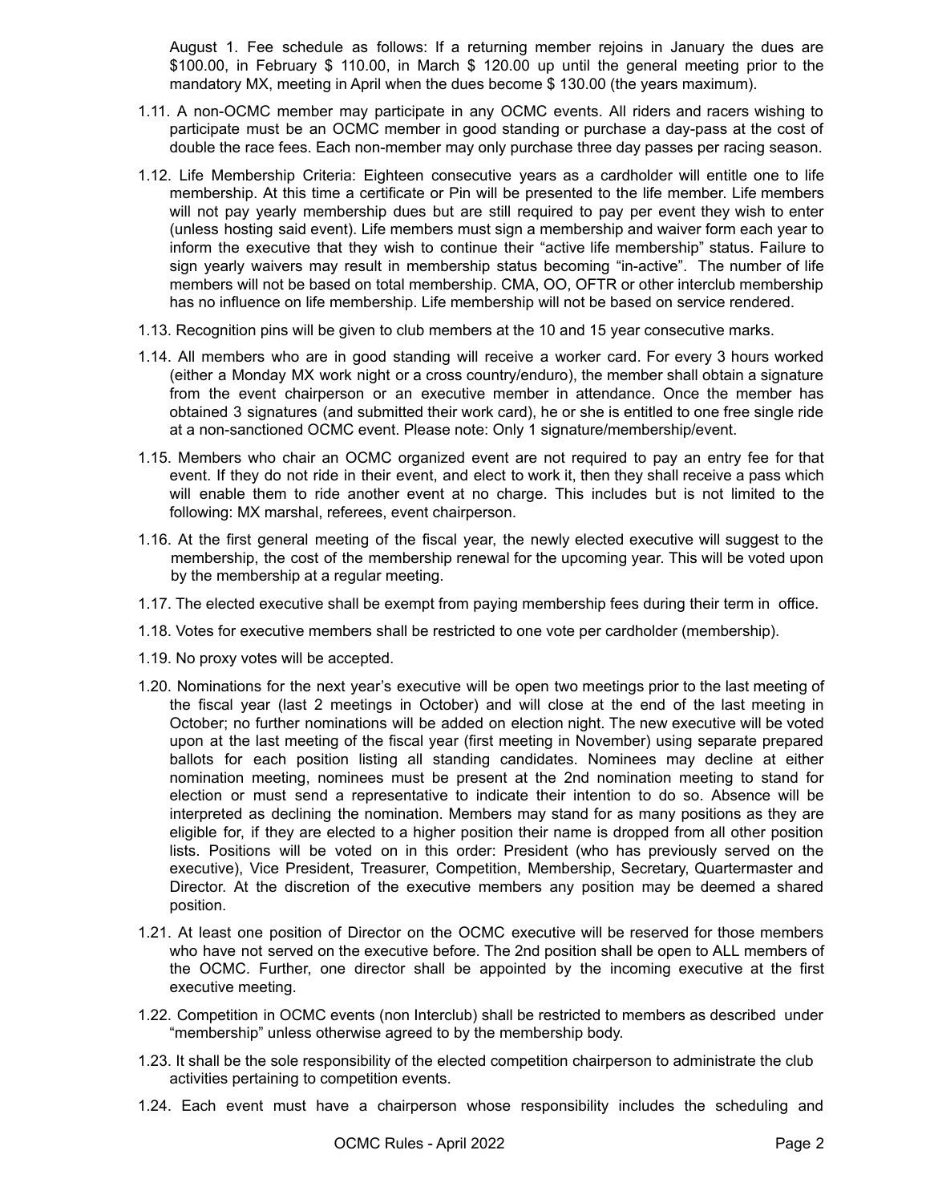August 1. Fee schedule as follows: If a returning member rejoins in January the dues are $100.00, in February $ 110.00, in March $ 120.00 up until the general meeting prior to the mandatory MX, meeting in April when the dues become $ 130.00 (the years maximum).

1.11. A non-OCMC member may participate in any OCMC events. All riders and racers wishing to participate must be an OCMC member in good standing or purchase a day-pass at the cost of double the race fees. Each non-member may only purchase three day passes per racing season.

1.12. Life Membership Criteria: Eighteen consecutive years as a cardholder will entitle one to life membership. At this time a certificate or Pin will be presented to the life member. Life members will not pay yearly membership dues but are still required to pay per event they wish to enter (unless hosting said event). Life members must sign a membership and waiver form each year to inform the executive that they wish to continue their "active life membership" status. Failure to sign yearly waivers may result in membership status becoming "in-active". The number of life members will not be based on total membership. CMA, OO, OFTR or other interclub membership has no influence on life membership. Life membership will not be based on service rendered.

1.13. Recognition pins will be given to club members at the 10 and 15 year consecutive marks.

1.14. All members who are in good standing will receive a worker card. For every 3 hours worked (either a Monday MX work night or a cross country/enduro), the member shall obtain a signature from the event chairperson or an executive member in attendance. Once the member has obtained 3 signatures (and submitted their work card), he or she is entitled to one free single ride at a non-sanctioned OCMC event. Please note: Only 1 signature/membership/event.

1.15. Members who chair an OCMC organized event are not required to pay an entry fee for that event. If they do not ride in their event, and elect to work it, then they shall receive a pass which will enable them to ride another event at no charge. This includes but is not limited to the following: MX marshal, referees, event chairperson.

1.16. At the first general meeting of the fiscal year, the newly elected executive will suggest to the membership, the cost of the membership renewal for the upcoming year. This will be voted upon by the membership at a regular meeting.

1.17. The elected executive shall be exempt from paying membership fees during their term in office.

1.18. Votes for executive members shall be restricted to one vote per cardholder (membership).

1.19. No proxy votes will be accepted.

1.20. Nominations for the next year's executive will be open two meetings prior to the last meeting of the fiscal year (last 2 meetings in October) and will close at the end of the last meeting in October; no further nominations will be added on election night. The new executive will be voted upon at the last meeting of the fiscal year (first meeting in November) using separate prepared ballots for each position listing all standing candidates. Nominees may decline at either nomination meeting, nominees must be present at the 2nd nomination meeting to stand for election or must send a representative to indicate their intention to do so. Absence will be interpreted as declining the nomination. Members may stand for as many positions as they are eligible for, if they are elected to a higher position their name is dropped from all other position lists. Positions will be voted on in this order: President (who has previously served on the executive), Vice President, Treasurer, Competition, Membership, Secretary, Quartermaster and Director. At the discretion of the executive members any position may be deemed a shared position.

1.21. At least one position of Director on the OCMC executive will be reserved for those members who have not served on the executive before. The 2nd position shall be open to ALL members of the OCMC. Further, one director shall be appointed by the incoming executive at the first executive meeting.

1.22. Competition in OCMC events (non Interclub) shall be restricted to members as described under "membership" unless otherwise agreed to by the membership body.

1.23. It shall be the sole responsibility of the elected competition chairperson to administrate the club activities pertaining to competition events.

1.24. Each event must have a chairperson whose responsibility includes the scheduling and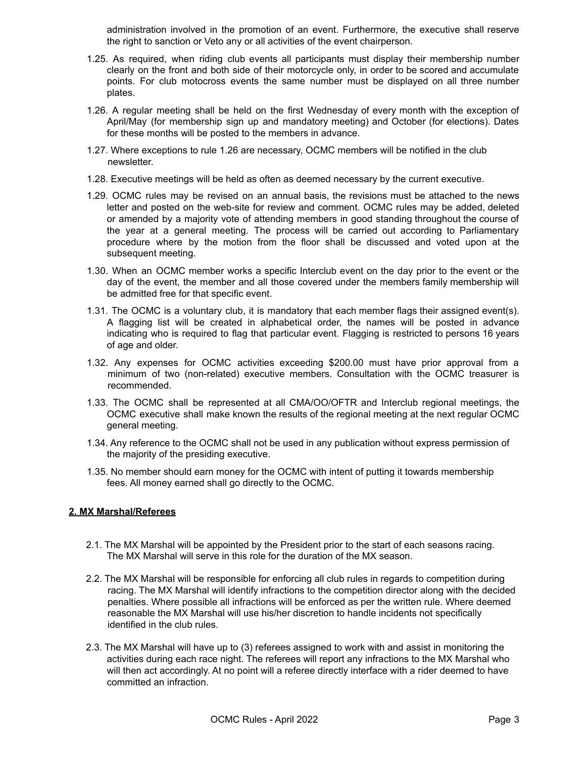administration involved in the promotion of an event. Furthermore, the executive shall reserve the right to sanction or Veto any or all activities of the event chairperson.

1.25. As required, when riding club events all participants must display their membership number clearly on the front and both side of their motorcycle only, in order to be scored and accumulate points. For club motocross events the same number must be displayed on all three number plates.

1.26. A regular meeting shall be held on the first Wednesday of every month with the exception of April/May (for membership sign up and mandatory meeting) and October (for elections). Dates for these months will be posted to the members in advance.

1.27. Where exceptions to rule 1.26 are necessary, OCMC members will be notified in the club newsletter.

1.28. Executive meetings will be held as often as deemed necessary by the current executive.

1.29. OCMC rules may be revised on an annual basis, the revisions must be attached to the news letter and posted on the web-site for review and comment. OCMC rules may be added, deleted or amended by a majority vote of attending members in good standing throughout the course of the year at a general meeting. The process will be carried out according to Parliamentary procedure where by the motion from the floor shall be discussed and voted upon at the subsequent meeting.

1.30. When an OCMC member works a specific Interclub event on the day prior to the event or the day of the event, the member and all those covered under the members family membership will be admitted free for that specific event.

1.31. The OCMC is a voluntary club, it is mandatory that each member flags their assigned event(s). A flagging list will be created in alphabetical order, the names will be posted in advance indicating who is required to flag that particular event. Flagging is restricted to persons 16 years of age and older.

1.32. Any expenses for OCMC activities exceeding $200.00 must have prior approval from a minimum of two (non-related) executive members. Consultation with the OCMC treasurer is recommended.

1.33. The OCMC shall be represented at all CMA/OO/OFTR and Interclub regional meetings, the OCMC executive shall make known the results of the regional meeting at the next regular OCMC general meeting.

1.34. Any reference to the OCMC shall not be used in any publication without express permission of the majority of the presiding executive.

1.35. No member should earn money for the OCMC with intent of putting it towards membership fees. All money earned shall go directly to the OCMC.

## 2. MX Marshal/Referees

2.1. The MX Marshal will be appointed by the President prior to the start of each seasons racing. The MX Marshal will serve in this role for the duration of the MX season.

2.2. The MX Marshal will be responsible for enforcing all club rules in regards to competition during racing. The MX Marshal will identify infractions to the competition director along with the decided penalties. Where possible all infractions will be enforced as per the written rule. Where deemed reasonable the MX Marshal will use his/her discretion to handle incidents not specifically identified in the club rules.

2.3. The MX Marshal will have up to (3) referees assigned to work with and assist in monitoring the activities during each race night. The referees will report any infractions to the MX Marshal who will then act accordingly. At no point will a referee directly interface with a rider deemed to have committed an infraction.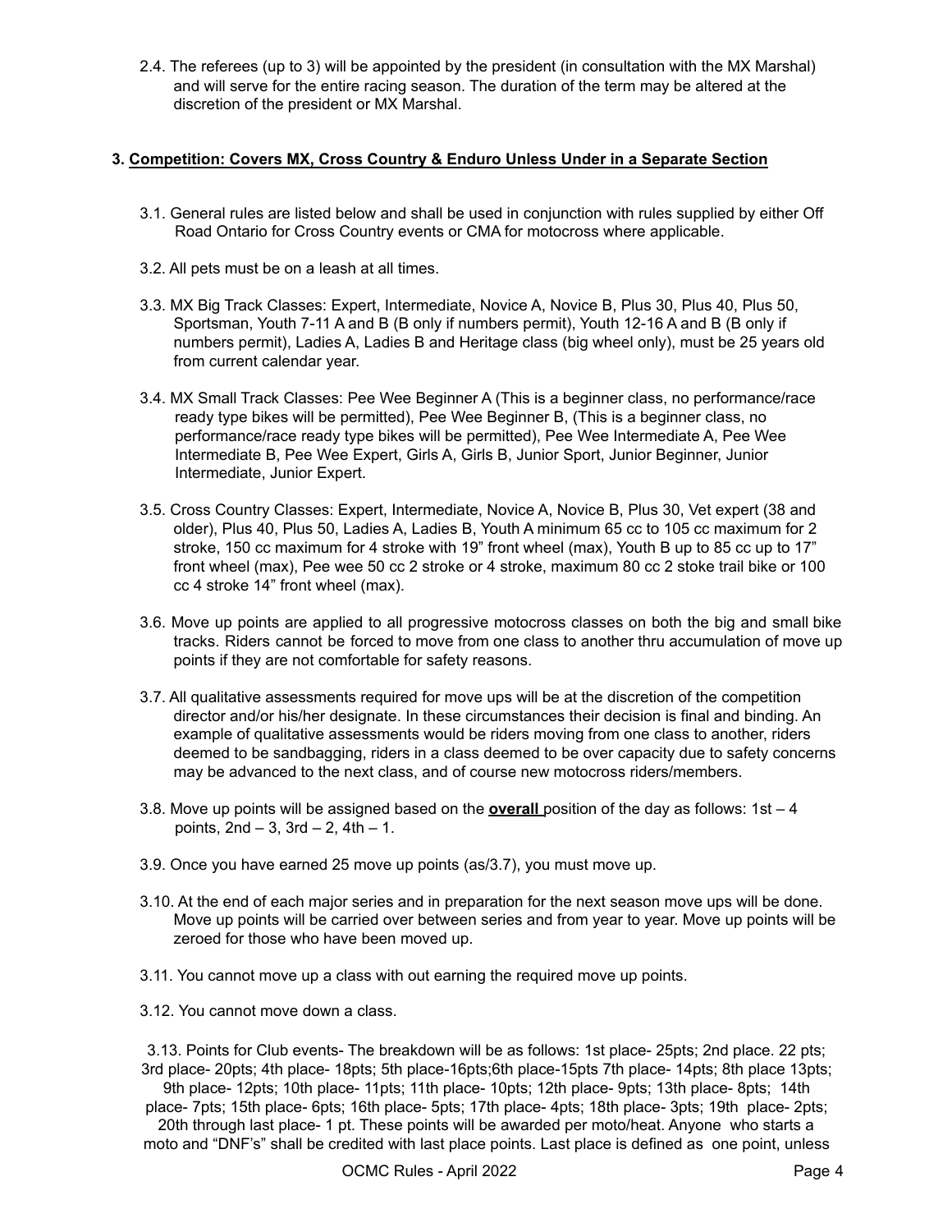2.4. The referees (up to 3) will be appointed by the president (in consultation with the MX Marshal) and will serve for the entire racing season. The duration of the term may be altered at the discretion of the president or MX Marshal.

### 3. Competition: Covers MX, Cross Country & Enduro Unless Under in a Separate Section

3.1. General rules are listed below and shall be used in conjunction with rules supplied by either Off Road Ontario for Cross Country events or CMA for motocross where applicable.

3.2. All pets must be on a leash at all times.

3.3. MX Big Track Classes: Expert, Intermediate, Novice A, Novice B, Plus 30, Plus 40, Plus 50, Sportsman, Youth 7-11 A and B (B only if numbers permit), Youth 12-16 A and B (B only if numbers permit), Ladies A, Ladies B and Heritage class (big wheel only), must be 25 years old from current calendar year.

3.4. MX Small Track Classes: Pee Wee Beginner A (This is a beginner class, no performance/race ready type bikes will be permitted), Pee Wee Beginner B, (This is a beginner class, no performance/race ready type bikes will be permitted), Pee Wee Intermediate A, Pee Wee Intermediate B, Pee Wee Expert, Girls A, Girls B, Junior Sport, Junior Beginner, Junior Intermediate, Junior Expert.

3.5. Cross Country Classes: Expert, Intermediate, Novice A, Novice B, Plus 30, Vet expert (38 and older), Plus 40, Plus 50, Ladies A, Ladies B, Youth A minimum 65 cc to 105 cc maximum for 2 stroke, 150 cc maximum for 4 stroke with 19" front wheel (max), Youth B up to 85 cc up to 17" front wheel (max), Pee wee 50 cc 2 stroke or 4 stroke, maximum 80 cc 2 stoke trail bike or 100 cc 4 stroke 14" front wheel (max).

3.6. Move up points are applied to all progressive motocross classes on both the big and small bike tracks. Riders cannot be forced to move from one class to another thru accumulation of move up points if they are not comfortable for safety reasons.

3.7. All qualitative assessments required for move ups will be at the discretion of the competition director and/or his/her designate. In these circumstances their decision is final and binding. An example of qualitative assessments would be riders moving from one class to another, riders deemed to be sandbagging, riders in a class deemed to be over capacity due to safety concerns may be advanced to the next class, and of course new motocross riders/members.

3.8. Move up points will be assigned based on the **overall** position of the day as follows: 1st – 4 points, 2nd – 3, 3rd – 2, 4th – 1.

3.9. Once you have earned 25 move up points (as/3.7), you must move up.

3.10. At the end of each major series and in preparation for the next season move ups will be done. Move up points will be carried over between series and from year to year. Move up points will be zeroed for those who have been moved up.

3.11. You cannot move up a class with out earning the required move up points.

3.12. You cannot move down a class.

3.13. Points for Club events- The breakdown will be as follows: 1st place- 25pts; 2nd place. 22 pts; 3rd place- 20pts; 4th place- 18pts; 5th place-16pts;6th place-15pts 7th place- 14pts; 8th place 13pts; 9th place- 12pts; 10th place- 11pts; 11th place- 10pts; 12th place- 9pts; 13th place- 8pts; 14th place- 7pts; 15th place- 6pts; 16th place- 5pts; 17th place- 4pts; 18th place- 3pts; 19th place- 2pts; 20th through last place- 1 pt. These points will be awarded per moto/heat. Anyone who starts a moto and "DNF's" shall be credited with last place points. Last place is defined as one point, unless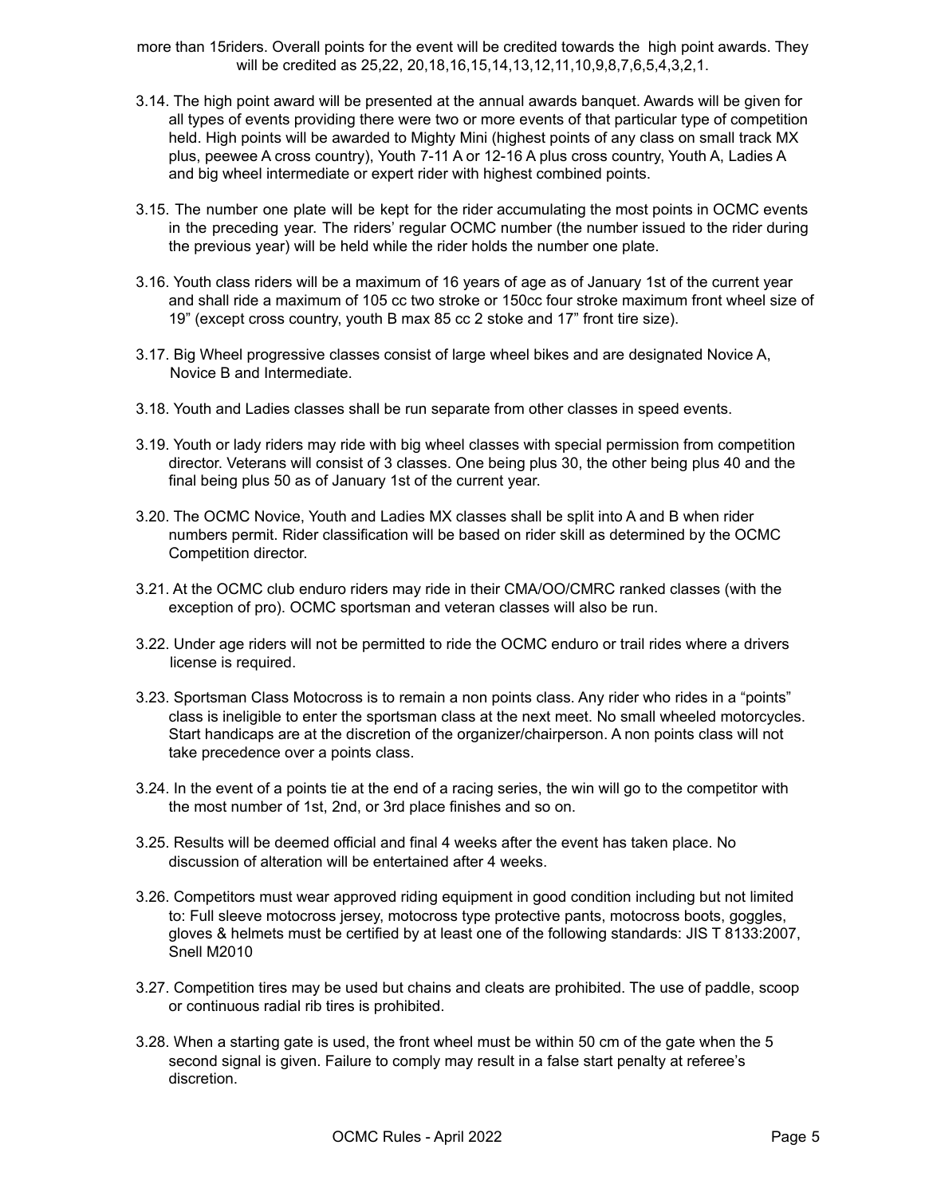more than 15riders. Overall points for the event will be credited towards the high point awards. They will be credited as 25,22, 20,18,16,15,14,13,12,11,10,9,8,7,6,5,4,3,2,1.

3.14. The high point award will be presented at the annual awards banquet. Awards will be given for all types of events providing there were two or more events of that particular type of competition held. High points will be awarded to Mighty Mini (highest points of any class on small track MX plus, peewee A cross country), Youth 7-11 A or 12-16 A plus cross country, Youth A, Ladies A and big wheel intermediate or expert rider with highest combined points.

3.15. The number one plate will be kept for the rider accumulating the most points in OCMC events in the preceding year. The riders' regular OCMC number (the number issued to the rider during the previous year) will be held while the rider holds the number one plate.

3.16. Youth class riders will be a maximum of 16 years of age as of January 1st of the current year and shall ride a maximum of 105 cc two stroke or 150cc four stroke maximum front wheel size of 19" (except cross country, youth B max 85 cc 2 stoke and 17" front tire size).

3.17. Big Wheel progressive classes consist of large wheel bikes and are designated Novice A, Novice B and Intermediate.

3.18. Youth and Ladies classes shall be run separate from other classes in speed events.

3.19. Youth or lady riders may ride with big wheel classes with special permission from competition director. Veterans will consist of 3 classes. One being plus 30, the other being plus 40 and the final being plus 50 as of January 1st of the current year.

3.20. The OCMC Novice, Youth and Ladies MX classes shall be split into A and B when rider numbers permit. Rider classification will be based on rider skill as determined by the OCMC Competition director.

3.21. At the OCMC club enduro riders may ride in their CMA/OO/CMRC ranked classes (with the exception of pro). OCMC sportsman and veteran classes will also be run.

3.22. Under age riders will not be permitted to ride the OCMC enduro or trail rides where a drivers license is required.

3.23. Sportsman Class Motocross is to remain a non points class. Any rider who rides in a "points" class is ineligible to enter the sportsman class at the next meet. No small wheeled motorcycles. Start handicaps are at the discretion of the organizer/chairperson. A non points class will not take precedence over a points class.

3.24. In the event of a points tie at the end of a racing series, the win will go to the competitor with the most number of 1st, 2nd, or 3rd place finishes and so on.

3.25. Results will be deemed official and final 4 weeks after the event has taken place. No discussion of alteration will be entertained after 4 weeks.

3.26. Competitors must wear approved riding equipment in good condition including but not limited to: Full sleeve motocross jersey, motocross type protective pants, motocross boots, goggles, gloves & helmets must be certified by at least one of the following standards: JIS T 8133:2007, Snell M2010

3.27. Competition tires may be used but chains and cleats are prohibited. The use of paddle, scoop or continuous radial rib tires is prohibited.

3.28. When a starting gate is used, the front wheel must be within 50 cm of the gate when the 5 second signal is given. Failure to comply may result in a false start penalty at referee's discretion.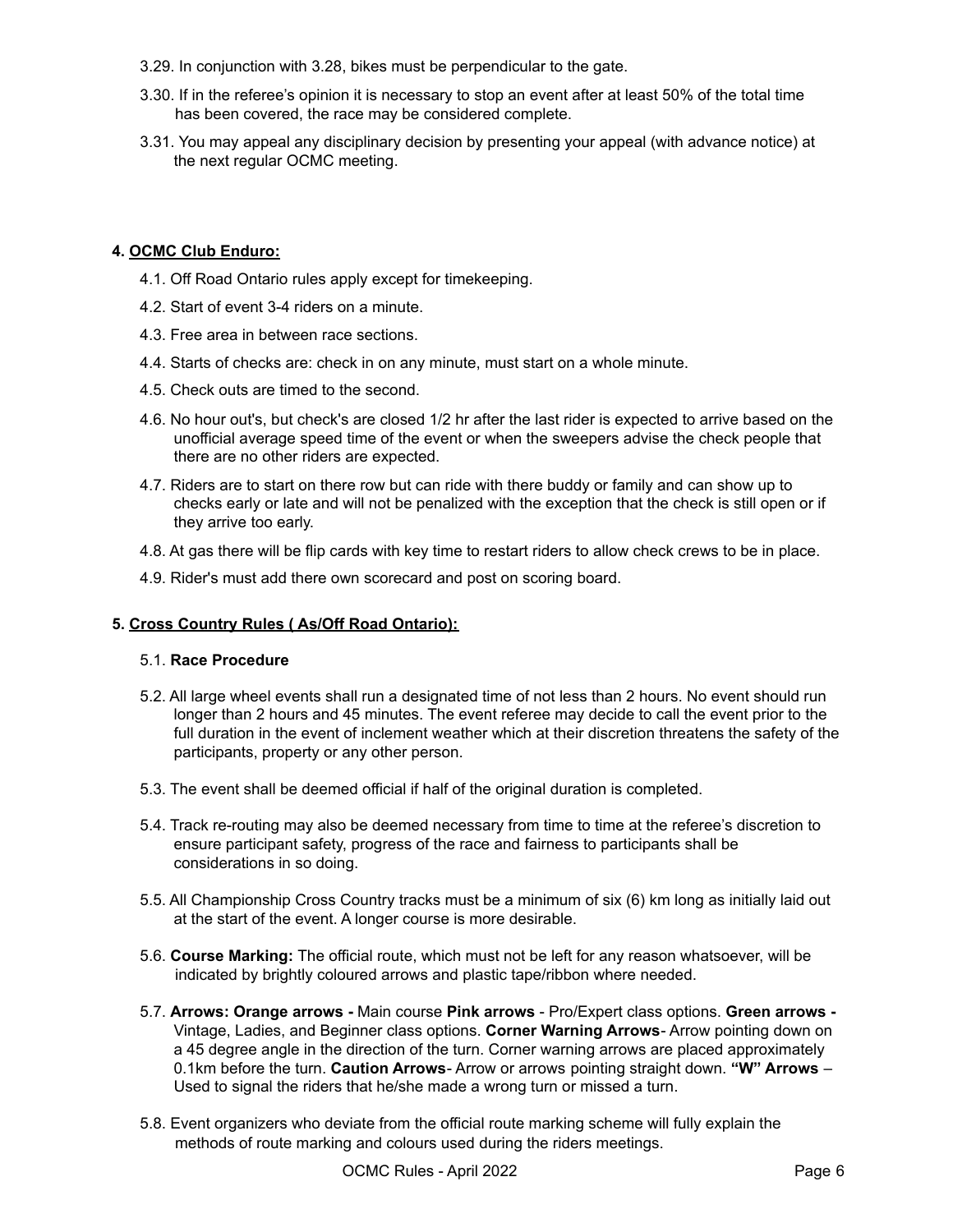3.29. In conjunction with 3.28, bikes must be perpendicular to the gate.

3.30. If in the referee's opinion it is necessary to stop an event after at least 50% of the total time has been covered, the race may be considered complete.

3.31. You may appeal any disciplinary decision by presenting your appeal (with advance notice) at the next regular OCMC meeting.

**4. <u>OCMC Club Enduro:</u>**

4.1. Off Road Ontario rules apply except for timekeeping.

4.2. Start of event 3-4 riders on a minute.

4.3. Free area in between race sections.

4.4. Starts of checks are: check in on any minute, must start on a whole minute.

4.5. Check outs are timed to the second.

4.6. No hour out's, but check's are closed 1/2 hr after the last rider is expected to arrive based on the unofficial average speed time of the event or when the sweepers advise the check people that there are no other riders are expected.

4.7. Riders are to start on there row but can ride with there buddy or family and can show up to checks early or late and will not be penalized with the exception that the check is still open or if they arrive too early.

4.8. At gas there will be flip cards with key time to restart riders to allow check crews to be in place.

4.9. Rider's must add there own scorecard and post on scoring board.

**5. <u>Cross Country Rules ( As/Off Road Ontario):</u>**

5.1. **Race Procedure**

5.2. All large wheel events shall run a designated time of not less than 2 hours. No event should run longer than 2 hours and 45 minutes. The event referee may decide to call the event prior to the full duration in the event of inclement weather which at their discretion threatens the safety of the participants, property or any other person.

5.3. The event shall be deemed official if half of the original duration is completed.

5.4. Track re-routing may also be deemed necessary from time to time at the referee's discretion to ensure participant safety, progress of the race and fairness to participants shall be considerations in so doing.

5.5. All Championship Cross Country tracks must be a minimum of six (6) km long as initially laid out at the start of the event. A longer course is more desirable.

5.6. **Course Marking:** The official route, which must not be left for any reason whatsoever, will be indicated by brightly coloured arrows and plastic tape/ribbon where needed.

5.7. **Arrows: Orange arrows -** Main course **Pink arrows** - Pro/Expert class options. **Green arrows -** Vintage, Ladies, and Beginner class options. **Corner Warning Arrows**- Arrow pointing down on a 45 degree angle in the direction of the turn. Corner warning arrows are placed approximately 0.1km before the turn. **Caution Arrows**- Arrow or arrows pointing straight down. **"W" Arrows** – Used to signal the riders that he/she made a wrong turn or missed a turn.

5.8. Event organizers who deviate from the official route marking scheme will fully explain the methods of route marking and colours used during the riders meetings.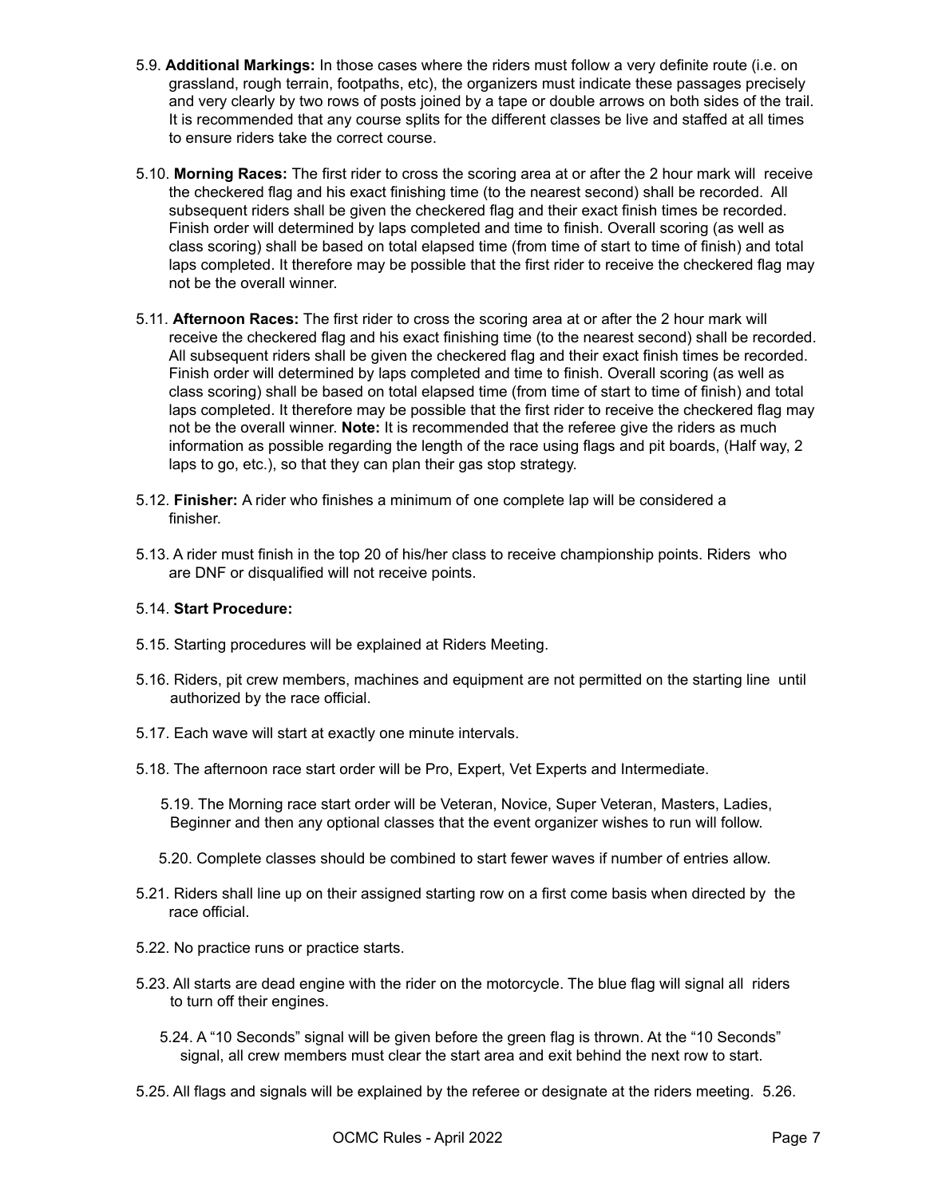5.9. **Additional Markings:** In those cases where the riders must follow a very definite route (i.e. on grassland, rough terrain, footpaths, etc), the organizers must indicate these passages precisely and very clearly by two rows of posts joined by a tape or double arrows on both sides of the trail. It is recommended that any course splits for the different classes be live and staffed at all times to ensure riders take the correct course.

5.10. **Morning Races:** The first rider to cross the scoring area at or after the 2 hour mark will receive the checkered flag and his exact finishing time (to the nearest second) shall be recorded. All subsequent riders shall be given the checkered flag and their exact finish times be recorded. Finish order will determined by laps completed and time to finish. Overall scoring (as well as class scoring) shall be based on total elapsed time (from time of start to time of finish) and total laps completed. It therefore may be possible that the first rider to receive the checkered flag may not be the overall winner.

5.11. **Afternoon Races:** The first rider to cross the scoring area at or after the 2 hour mark will receive the checkered flag and his exact finishing time (to the nearest second) shall be recorded. All subsequent riders shall be given the checkered flag and their exact finish times be recorded. Finish order will determined by laps completed and time to finish. Overall scoring (as well as class scoring) shall be based on total elapsed time (from time of start to time of finish) and total laps completed. It therefore may be possible that the first rider to receive the checkered flag may not be the overall winner. **Note:** It is recommended that the referee give the riders as much information as possible regarding the length of the race using flags and pit boards, (Half way, 2 laps to go, etc.), so that they can plan their gas stop strategy.

5.12. **Finisher:** A rider who finishes a minimum of one complete lap will be considered a finisher.

5.13. A rider must finish in the top 20 of his/her class to receive championship points. Riders who are DNF or disqualified will not receive points.

5.14. **Start Procedure:**

5.15. Starting procedures will be explained at Riders Meeting.

5.16. Riders, pit crew members, machines and equipment are not permitted on the starting line until authorized by the race official.

5.17. Each wave will start at exactly one minute intervals.

5.18. The afternoon race start order will be Pro, Expert, Vet Experts and Intermediate.

5.19. The Morning race start order will be Veteran, Novice, Super Veteran, Masters, Ladies, Beginner and then any optional classes that the event organizer wishes to run will follow.

5.20. Complete classes should be combined to start fewer waves if number of entries allow.

5.21. Riders shall line up on their assigned starting row on a first come basis when directed by the race official.

5.22. No practice runs or practice starts.

5.23. All starts are dead engine with the rider on the motorcycle. The blue flag will signal all riders to turn off their engines.

5.24. A "10 Seconds" signal will be given before the green flag is thrown. At the "10 Seconds" signal, all crew members must clear the start area and exit behind the next row to start.

5.25. All flags and signals will be explained by the referee or designate at the riders meeting. 5.26.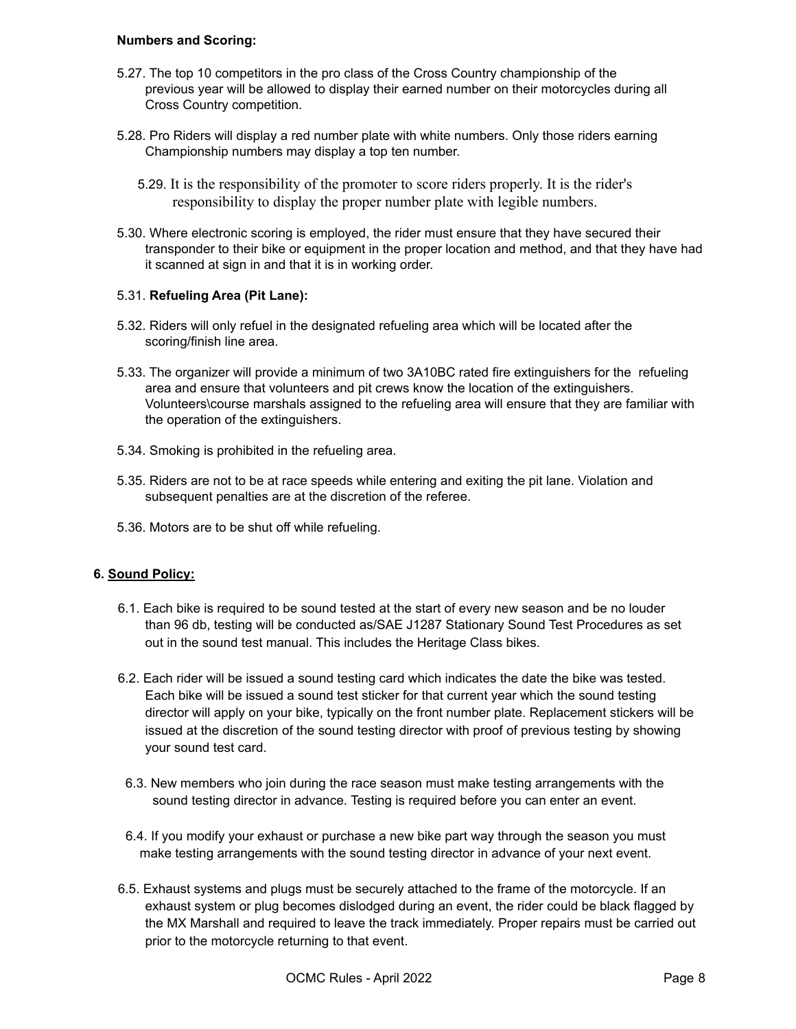**Numbers and Scoring:**

5.27. The top 10 competitors in the pro class of the Cross Country championship of the previous year will be allowed to display their earned number on their motorcycles during all Cross Country competition.

5.28. Pro Riders will display a red number plate with white numbers. Only those riders earning Championship numbers may display a top ten number.

5.29. It is the responsibility of the promoter to score riders properly. It is the rider's responsibility to display the proper number plate with legible numbers.

5.30. Where electronic scoring is employed, the rider must ensure that they have secured their transponder to their bike or equipment in the proper location and method, and that they have had it scanned at sign in and that it is in working order.

5.31. **Refueling Area (Pit Lane):**

5.32. Riders will only refuel in the designated refueling area which will be located after the scoring/finish line area.

5.33. The organizer will provide a minimum of two 3A10BC rated fire extinguishers for the refueling area and ensure that volunteers and pit crews know the location of the extinguishers. Volunteers\course marshals assigned to the refueling area will ensure that they are familiar with the operation of the extinguishers.

5.34. Smoking is prohibited in the refueling area.

5.35. Riders are not to be at race speeds while entering and exiting the pit lane. Violation and subsequent penalties are at the discretion of the referee.

5.36. Motors are to be shut off while refueling.

## 6. Sound Policy:

6.1. Each bike is required to be sound tested at the start of every new season and be no louder than 96 db, testing will be conducted as/SAE J1287 Stationary Sound Test Procedures as set out in the sound test manual. This includes the Heritage Class bikes.

6.2. Each rider will be issued a sound testing card which indicates the date the bike was tested. Each bike will be issued a sound test sticker for that current year which the sound testing director will apply on your bike, typically on the front number plate. Replacement stickers will be issued at the discretion of the sound testing director with proof of previous testing by showing your sound test card.

6.3. New members who join during the race season must make testing arrangements with the sound testing director in advance. Testing is required before you can enter an event.

6.4. If you modify your exhaust or purchase a new bike part way through the season you must make testing arrangements with the sound testing director in advance of your next event.

6.5. Exhaust systems and plugs must be securely attached to the frame of the motorcycle. If an exhaust system or plug becomes dislodged during an event, the rider could be black flagged by the MX Marshall and required to leave the track immediately. Proper repairs must be carried out prior to the motorcycle returning to that event.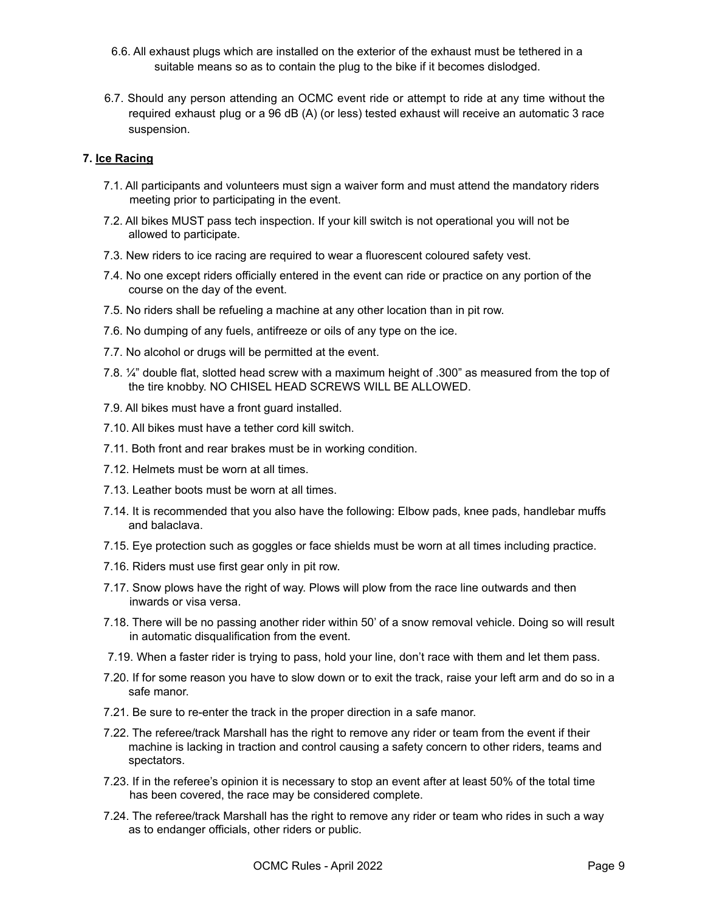6.6. All exhaust plugs which are installed on the exterior of the exhaust must be tethered in a suitable means so as to contain the plug to the bike if it becomes dislodged.

6.7. Should any person attending an OCMC event ride or attempt to ride at any time without the required exhaust plug or a 96 dB (A) (or less) tested exhaust will receive an automatic 3 race suspension.

### 7. Ice Racing

7.1. All participants and volunteers must sign a waiver form and must attend the mandatory riders meeting prior to participating in the event.

7.2. All bikes MUST pass tech inspection. If your kill switch is not operational you will not be allowed to participate.

7.3. New riders to ice racing are required to wear a fluorescent coloured safety vest.

7.4. No one except riders officially entered in the event can ride or practice on any portion of the course on the day of the event.

7.5. No riders shall be refueling a machine at any other location than in pit row.

7.6. No dumping of any fuels, antifreeze or oils of any type on the ice.

7.7. No alcohol or drugs will be permitted at the event.

7.8. ¼" double flat, slotted head screw with a maximum height of .300" as measured from the top of the tire knobby. NO CHISEL HEAD SCREWS WILL BE ALLOWED.

7.9. All bikes must have a front guard installed.

7.10. All bikes must have a tether cord kill switch.

7.11. Both front and rear brakes must be in working condition.

7.12. Helmets must be worn at all times.

7.13. Leather boots must be worn at all times.

7.14. It is recommended that you also have the following: Elbow pads, knee pads, handlebar muffs and balaclava.

7.15. Eye protection such as goggles or face shields must be worn at all times including practice.

7.16. Riders must use first gear only in pit row.

7.17. Snow plows have the right of way. Plows will plow from the race line outwards and then inwards or visa versa.

7.18. There will be no passing another rider within 50' of a snow removal vehicle. Doing so will result in automatic disqualification from the event.

7.19. When a faster rider is trying to pass, hold your line, don't race with them and let them pass.

7.20. If for some reason you have to slow down or to exit the track, raise your left arm and do so in a safe manor.

7.21. Be sure to re-enter the track in the proper direction in a safe manor.

7.22. The referee/track Marshall has the right to remove any rider or team from the event if their machine is lacking in traction and control causing a safety concern to other riders, teams and spectators.

7.23. If in the referee's opinion it is necessary to stop an event after at least 50% of the total time has been covered, the race may be considered complete.

7.24. The referee/track Marshall has the right to remove any rider or team who rides in such a way as to endanger officials, other riders or public.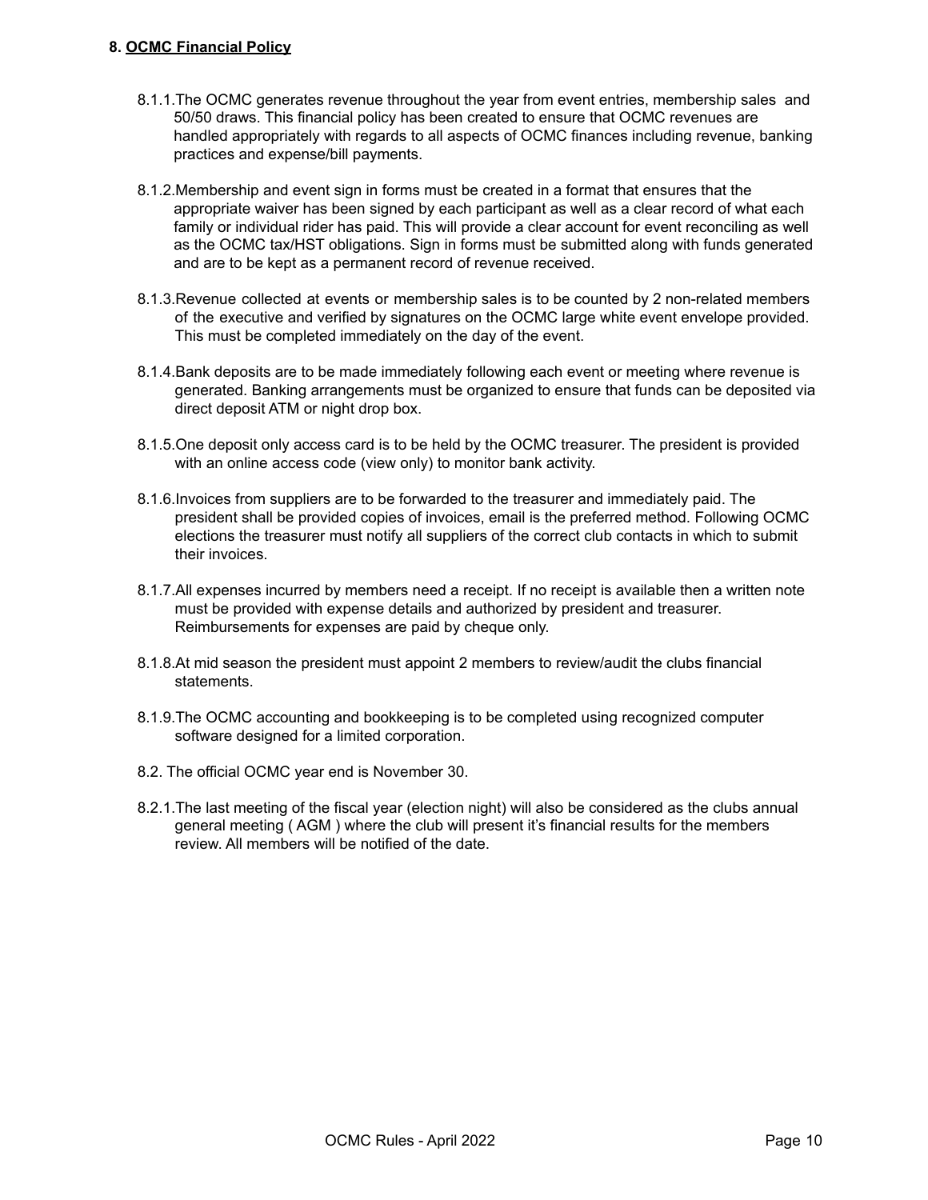## 8. OCMC Financial Policy

8.1.1. The OCMC generates revenue throughout the year from event entries, membership sales and 50/50 draws. This financial policy has been created to ensure that OCMC revenues are handled appropriately with regards to all aspects of OCMC finances including revenue, banking practices and expense/bill payments.

8.1.2. Membership and event sign in forms must be created in a format that ensures that the appropriate waiver has been signed by each participant as well as a clear record of what each family or individual rider has paid. This will provide a clear account for event reconciling as well as the OCMC tax/HST obligations. Sign in forms must be submitted along with funds generated and are to be kept as a permanent record of revenue received.

8.1.3. Revenue collected at events or membership sales is to be counted by 2 non-related members of the executive and verified by signatures on the OCMC large white event envelope provided. This must be completed immediately on the day of the event.

8.1.4. Bank deposits are to be made immediately following each event or meeting where revenue is generated. Banking arrangements must be organized to ensure that funds can be deposited via direct deposit ATM or night drop box.

8.1.5. One deposit only access card is to be held by the OCMC treasurer. The president is provided with an online access code (view only) to monitor bank activity.

8.1.6. Invoices from suppliers are to be forwarded to the treasurer and immediately paid. The president shall be provided copies of invoices, email is the preferred method. Following OCMC elections the treasurer must notify all suppliers of the correct club contacts in which to submit their invoices.

8.1.7. All expenses incurred by members need a receipt. If no receipt is available then a written note must be provided with expense details and authorized by president and treasurer. Reimbursements for expenses are paid by cheque only.

8.1.8. At mid season the president must appoint 2 members to review/audit the clubs financial statements.

8.1.9. The OCMC accounting and bookkeeping is to be completed using recognized computer software designed for a limited corporation.

8.2. The official OCMC year end is November 30.

8.2.1. The last meeting of the fiscal year (election night) will also be considered as the clubs annual general meeting ( AGM ) where the club will present it's financial results for the members review. All members will be notified of the date.